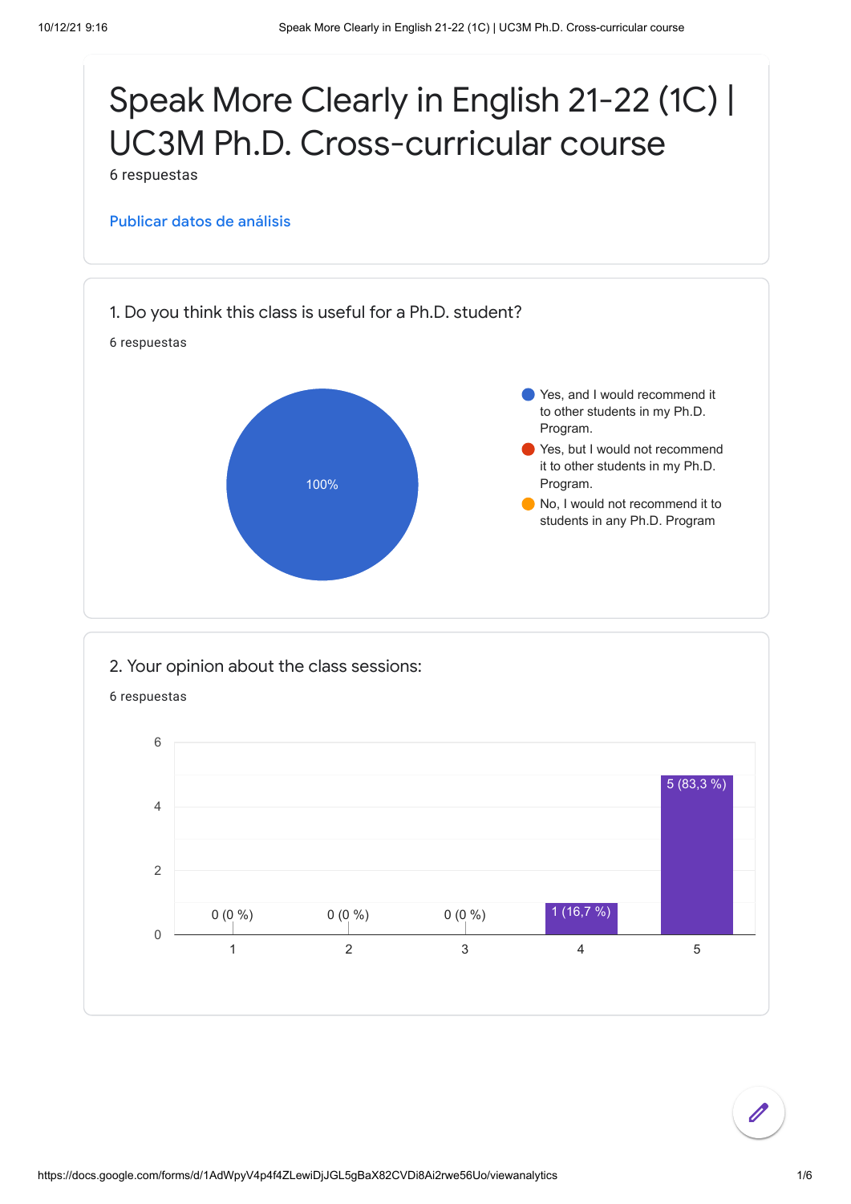# Speak More Clearly in English 21-22 (1C) | UC3M Ph.D. Cross-curricular course

6 respuestas

Publicar datos de análisis

## 1. Do you think this class is useful for a Ph.D. student?

6 respuestas

100%

- Yes, and I would recommend it to other students in my Ph.D. Program.
- Yes, but I would not recommend it to other students in my Ph.D. Program.
- No, I would not recommend it to students in any Ph.D. Program

## 2. Your opinion about the class sessions:

6 respuestas

| Rating | Responses |
|---|---|
| 1 | 0 (0 %) |
| 2 | 0 (0 %) |
| 3 | 0 (0 %) |
| 4 | 1 (16,7 %) |
| 5 | 5 (83,3 %) |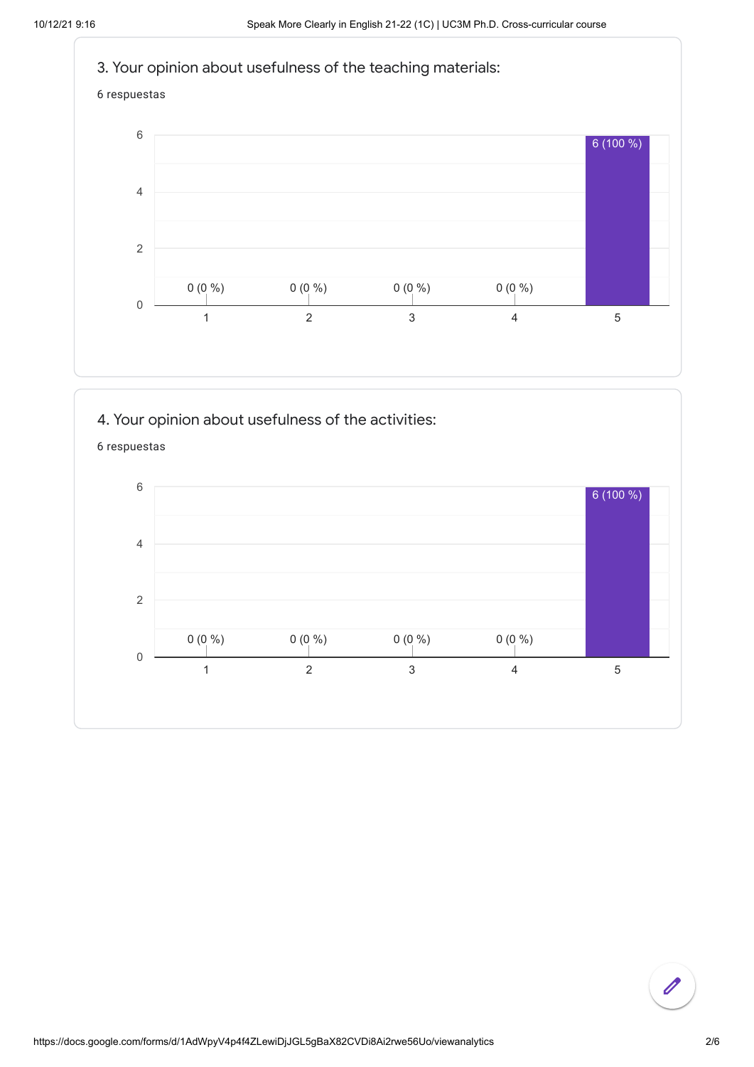### 3. Your opinion about usefulness of the teaching materials:

6 respuestas

| Rating | Responses |
|---|---|
| 1 | 0 (0 %) |
| 2 | 0 (0 %) |
| 3 | 0 (0 %) |
| 4 | 0 (0 %) |
| 5 | 6 (100 %) |

### 4. Your opinion about usefulness of the activities:

6 respuestas

| Rating | Responses |
|---|---|
| 1 | 0 (0 %) |
| 2 | 0 (0 %) |
| 3 | 0 (0 %) |
| 4 | 0 (0 %) |
| 5 | 6 (100 %) |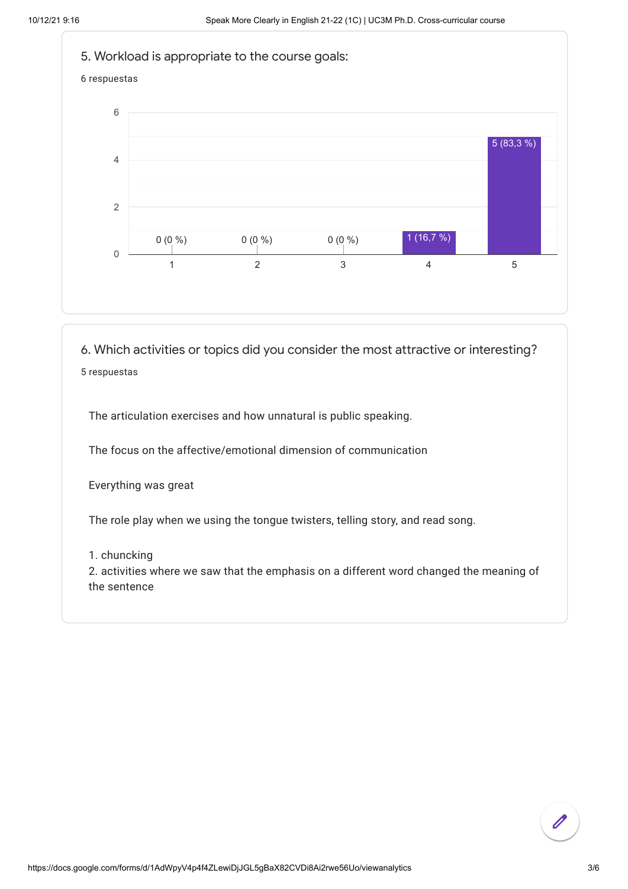### 5. Workload is appropriate to the course goals:

6 respuestas

| Rating | Responses |
|---|---|
| 1 | 0 (0 %) |
| 2 | 0 (0 %) |
| 3 | 0 (0 %) |
| 4 | 1 (16,7 %) |
| 5 | 5 (83,3 %) |

### 6. Which activities or topics did you consider the most attractive or interesting?

5 respuestas

The articulation exercises and how unnatural is public speaking.

The focus on the affective/emotional dimension of communication

Everything was great

The role play when we using the tongue twisters, telling story, and read song.

1. chuncking
2. activities where we saw that the emphasis on a different word changed the meaning of the sentence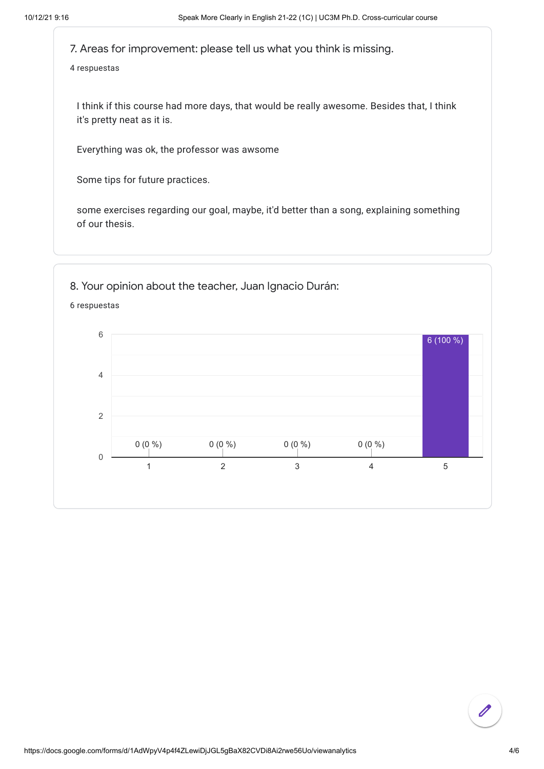### 7. Areas for improvement: please tell us what you think is missing.

4 respuestas

I think if this course had more days, that would be really awesome. Besides that, I think it's pretty neat as it is.

Everything was ok, the professor was awsome

Some tips for future practices.

some exercises regarding our goal, maybe, it'd better than a song, explaining something of our thesis.

### 8. Your opinion about the teacher, Juan Ignacio Durán:

6 respuestas

| Rating | Responses |
|---|---|
| 1 | 0 (0 %) |
| 2 | 0 (0 %) |
| 3 | 0 (0 %) |
| 4 | 0 (0 %) |
| 5 | 6 (100 %) |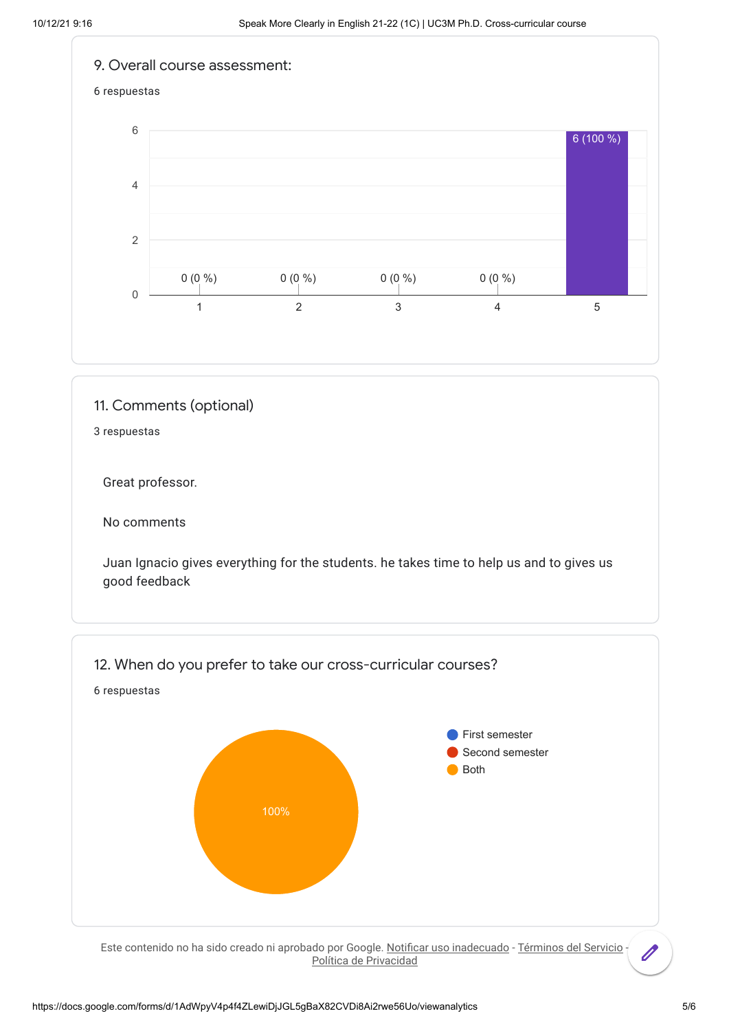## 9. Overall course assessment:

6 respuestas

| Rating | Responses |
|---|---|
| 1 | 0 (0 %) |
| 2 | 0 (0 %) |
| 3 | 0 (0 %) |
| 4 | 0 (0 %) |
| 5 | 6 (100 %) |

## 11. Comments (optional)

3 respuestas

Great professor.

No comments

Juan Ignacio gives everything for the students. he takes time to help us and to gives us good feedback

## 12. When do you prefer to take our cross-curricular courses?

6 respuestas

- First semester
- Second semester
- Both

100%

Este contenido no ha sido creado ni aprobado por Google. Notificar uso inadecuado - Términos del Servicio - Política de Privacidad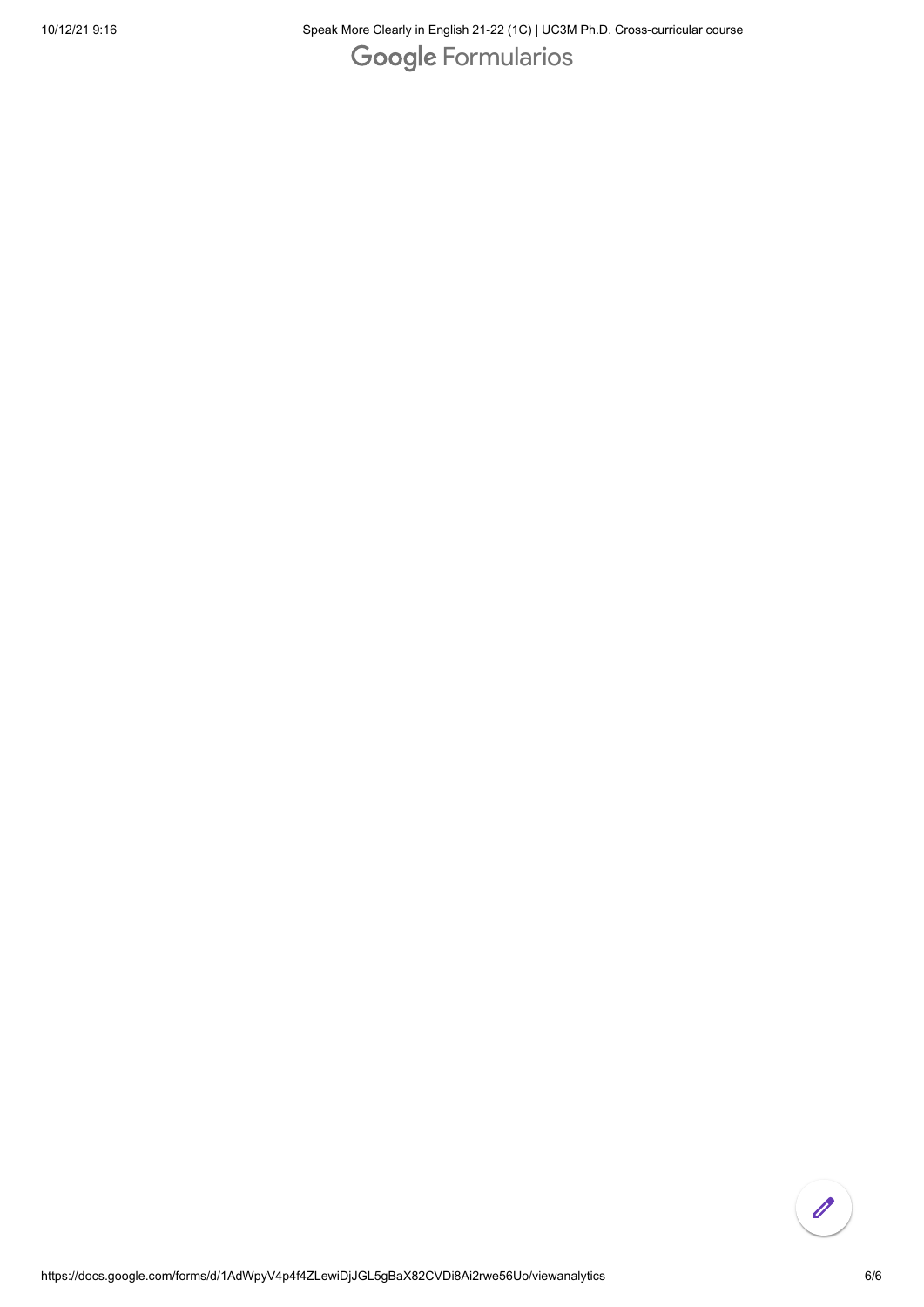Google Formularios